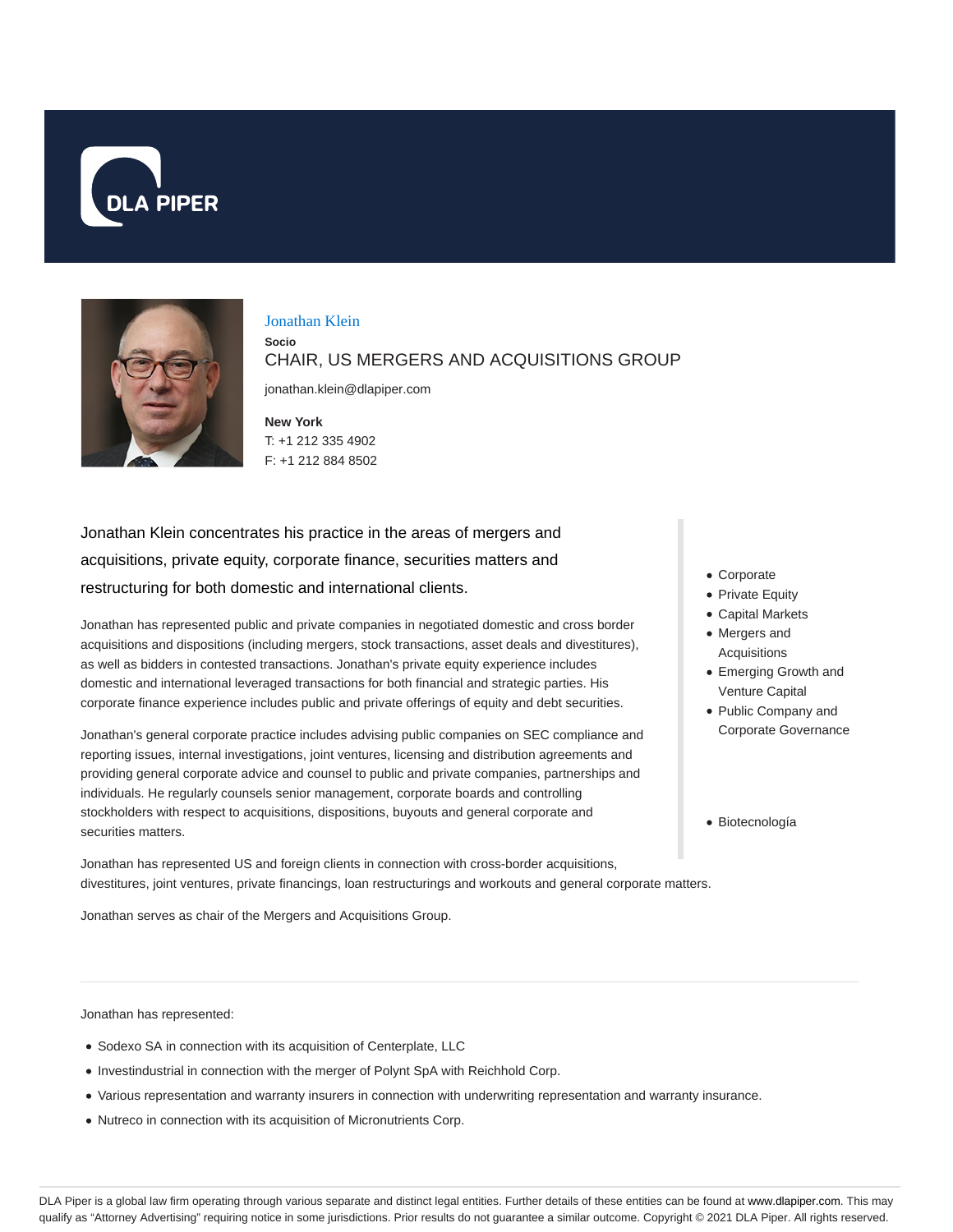DLA PIPER

# Jonathan Klein

**Socio**

## CHAIR, US MERGERS AND ACQUISITIONS GROUP

jonathan.klein@dlapiper.com

**New York**
T: +1 212 335 4902
F: +1 212 884 8502

- Corporate
- Private Equity
- Capital Markets
- Mergers and Acquisitions
- Emerging Growth and Venture Capital
- Public Company and Corporate Governance

- Biotecnología

Jonathan Klein concentrates his practice in the areas of mergers and acquisitions, private equity, corporate finance, securities matters and restructuring for both domestic and international clients.

Jonathan has represented public and private companies in negotiated domestic and cross border acquisitions and dispositions (including mergers, stock transactions, asset deals and divestitures), as well as bidders in contested transactions. Jonathan's private equity experience includes domestic and international leveraged transactions for both financial and strategic parties. His corporate finance experience includes public and private offerings of equity and debt securities.

Jonathan's general corporate practice includes advising public companies on SEC compliance and reporting issues, internal investigations, joint ventures, licensing and distribution agreements and providing general corporate advice and counsel to public and private companies, partnerships and individuals. He regularly counsels senior management, corporate boards and controlling stockholders with respect to acquisitions, dispositions, buyouts and general corporate and securities matters.

Jonathan has represented US and foreign clients in connection with cross-border acquisitions, divestitures, joint ventures, private financings, loan restructurings and workouts and general corporate matters.

Jonathan serves as chair of the Mergers and Acquisitions Group.

Jonathan has represented:

- Sodexo SA in connection with its acquisition of Centerplate, LLC
- Investindustrial in connection with the merger of Polynt SpA with Reichhold Corp.
- Various representation and warranty insurers in connection with underwriting representation and warranty insurance.
- Nutreco in connection with its acquisition of Micronutrients Corp.

DLA Piper is a global law firm operating through various separate and distinct legal entities. Further details of these entities can be found at www.dlapiper.com. This may qualify as "Attorney Advertising" requiring notice in some jurisdictions. Prior results do not guarantee a similar outcome. Copyright © 2021 DLA Piper. All rights reserved.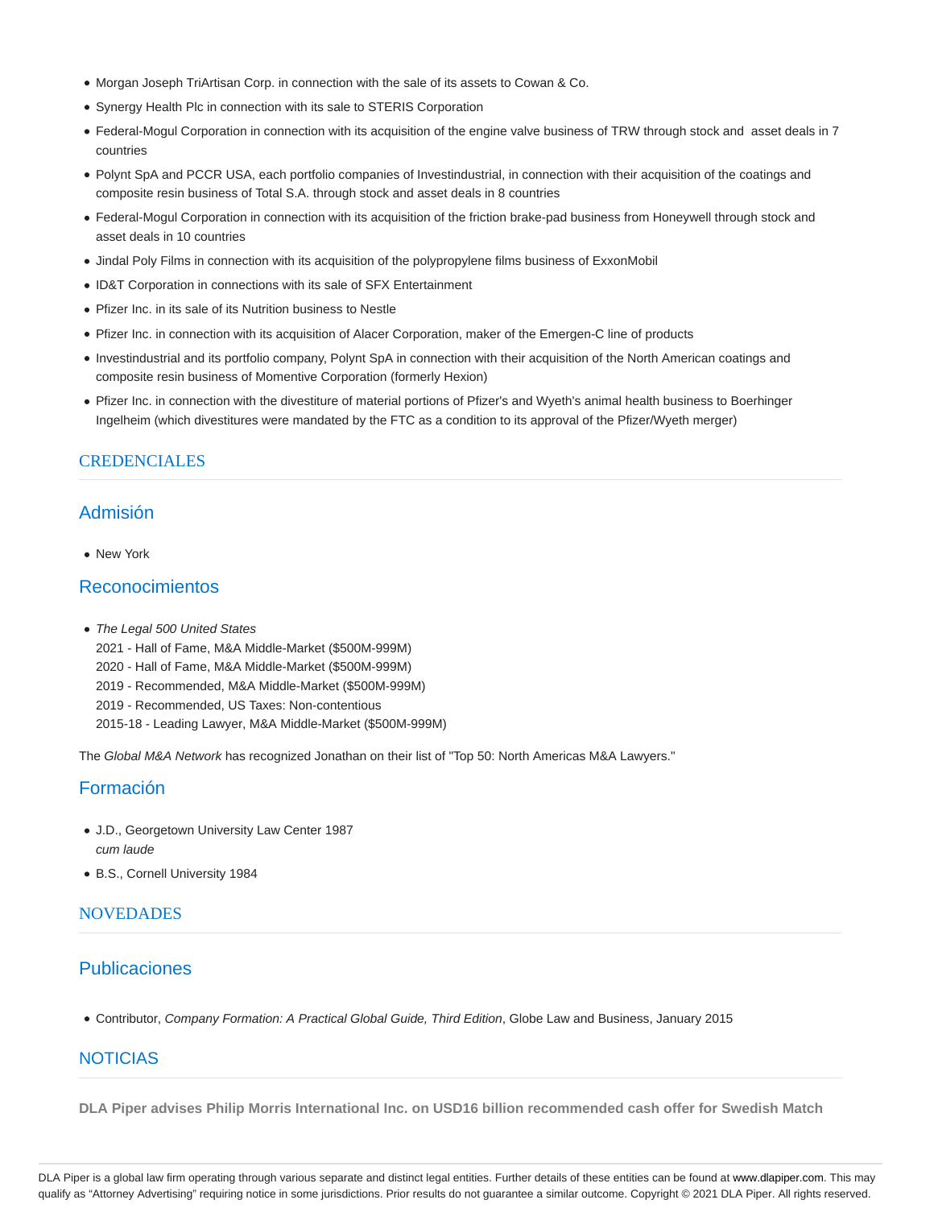- Morgan Joseph TriArtisan Corp. in connection with the sale of its assets to Cowan & Co.
- Synergy Health Plc in connection with its sale to STERIS Corporation
- Federal-Mogul Corporation in connection with its acquisition of the engine valve business of TRW through stock and asset deals in 7 countries
- Polynt SpA and PCCR USA, each portfolio companies of Investindustrial, in connection with their acquisition of the coatings and composite resin business of Total S.A. through stock and asset deals in 8 countries
- Federal-Mogul Corporation in connection with its acquisition of the friction brake-pad business from Honeywell through stock and asset deals in 10 countries
- Jindal Poly Films in connection with its acquisition of the polypropylene films business of ExxonMobil
- ID&T Corporation in connections with its sale of SFX Entertainment
- Pfizer Inc. in its sale of its Nutrition business to Nestle
- Pfizer Inc. in connection with its acquisition of Alacer Corporation, maker of the Emergen-C line of products
- Investindustrial and its portfolio company, Polynt SpA in connection with their acquisition of the North American coatings and composite resin business of Momentive Corporation (formerly Hexion)
- Pfizer Inc. in connection with the divestiture of material portions of Pfizer's and Wyeth's animal health business to Boerhinger Ingelheim (which divestitures were mandated by the FTC as a condition to its approval of the Pfizer/Wyeth merger)

## CREDENCIALES

### Admisión

- New York

### Reconocimientos

- *The Legal 500 United States*
  2021 - Hall of Fame, M&A Middle-Market ($500M-999M)
  2020 - Hall of Fame, M&A Middle-Market ($500M-999M)
  2019 - Recommended, M&A Middle-Market ($500M-999M)
  2019 - Recommended, US Taxes: Non-contentious
  2015-18 - Leading Lawyer, M&A Middle-Market ($500M-999M)

The *Global M&A Network* has recognized Jonathan on their list of "Top 50: North Americas M&A Lawyers."

### Formación

- J.D., Georgetown University Law Center 1987
  *cum laude*
- B.S., Cornell University 1984

## NOVEDADES

### Publicaciones

- Contributor, *Company Formation: A Practical Global Guide, Third Edition*, Globe Law and Business, January 2015

### NOTICIAS

**DLA Piper advises Philip Morris International Inc. on USD16 billion recommended cash offer for Swedish Match**

DLA Piper is a global law firm operating through various separate and distinct legal entities. Further details of these entities can be found at www.dlapiper.com. This may qualify as "Attorney Advertising" requiring notice in some jurisdictions. Prior results do not guarantee a similar outcome. Copyright © 2021 DLA Piper. All rights reserved.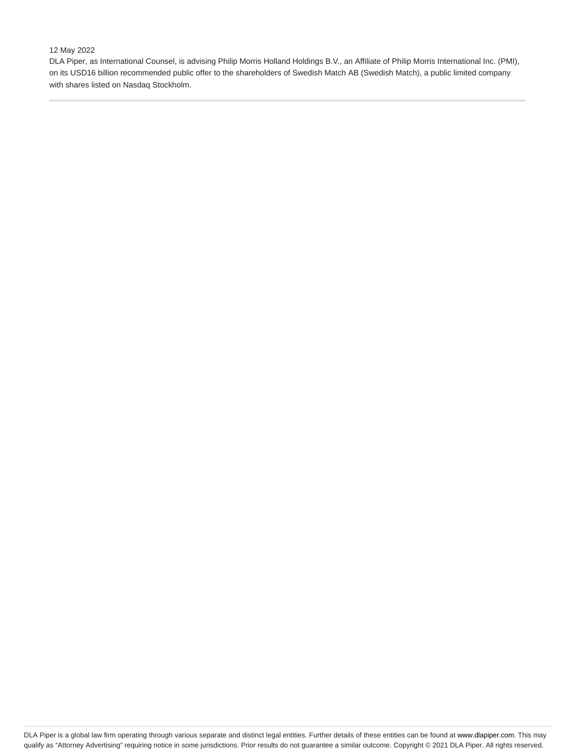12 May 2022

DLA Piper, as International Counsel, is advising Philip Morris Holland Holdings B.V., an Affiliate of Philip Morris International Inc. (PMI), on its USD16 billion recommended public offer to the shareholders of Swedish Match AB (Swedish Match), a public limited company with shares listed on Nasdaq Stockholm.